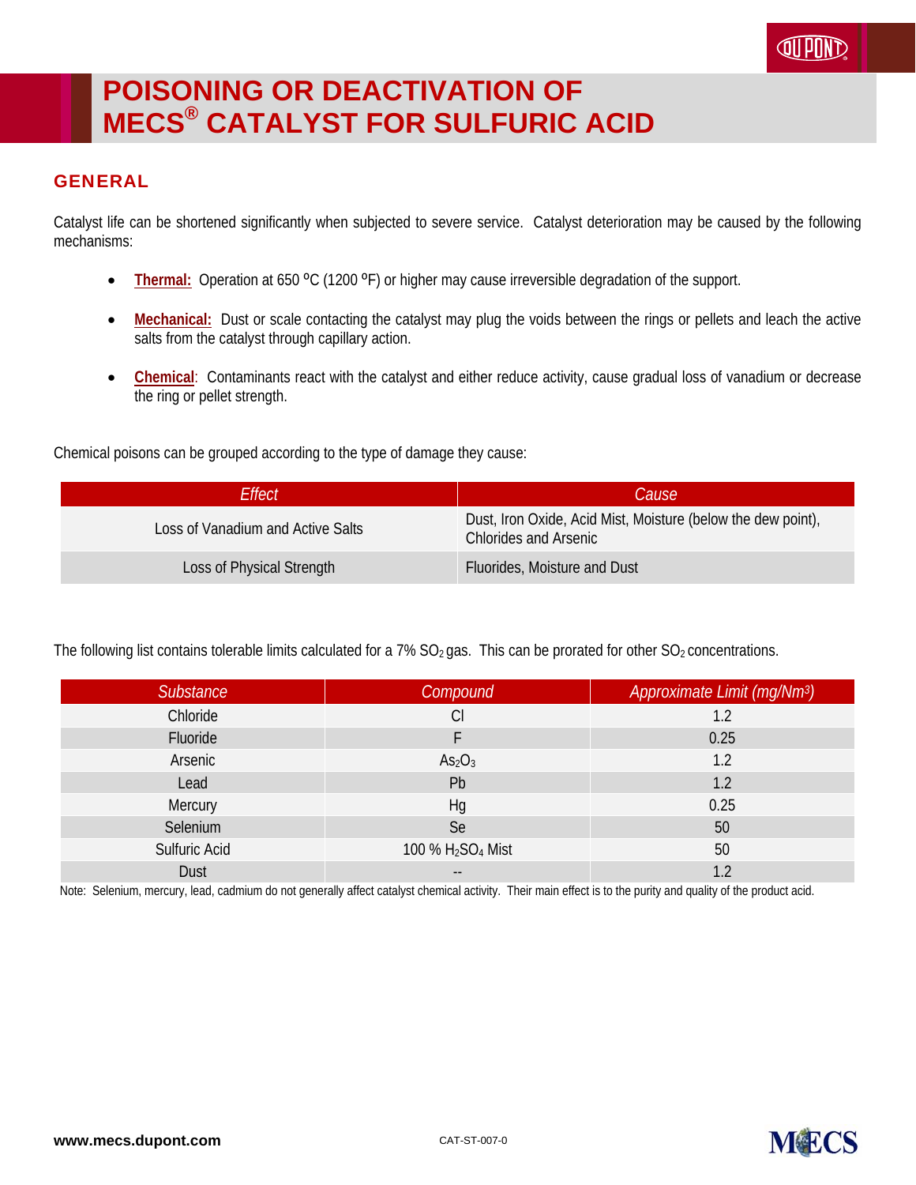# POISONING OR DEACTIVATION OF MECS® CATALYST FOR SULFURIC ACID

## GENERAL

Catalyst life can be shortened significantly when subjected to severe service. Catalyst deterioration may be caused by the following mechanisms:

- **Thermal:** Operation at 650 ºC (1200 ºF) or higher may cause irreversible degradation of the support.
- **Mechanical:** Dust or scale contacting the catalyst may plug the voids between the rings or pellets and leach the active salts from the catalyst through capillary action.
- **Chemical**: Contaminants react with the catalyst and either reduce activity, cause gradual loss of vanadium or decrease the ring or pellet strength.

Chemical poisons can be grouped according to the type of damage they cause:

| *Effect* | *Cause* |
|---|---|
| Loss of Vanadium and Active Salts | Dust, Iron Oxide, Acid Mist, Moisture (below the dew point), Chlorides and Arsenic |
| Loss of Physical Strength | Fluorides, Moisture and Dust |

The following list contains tolerable limits calculated for a 7% $SO_2$ gas. This can be prorated for other $SO_2$ concentrations.

| *Substance* | *Compound* | *Approximate Limit (mg/Nm³)* |
|---|---|---|
| Chloride | Cl | 1.2 |
| Fluoride | F | 0.25 |
| Arsenic | $As_2O_3$ | 1.2 |
| Lead | Pb | 1.2 |
| Mercury | Hg | 0.25 |
| Selenium | Se | 50 |
| Sulfuric Acid | 100 % $H_2SO_4$ Mist | 50 |
| Dust | -- | 1.2 |

Note: Selenium, mercury, lead, cadmium do not generally affect catalyst chemical activity. Their main effect is to the purity and quality of the product acid.

www.mecs.dupont.com

CAT-ST-007-0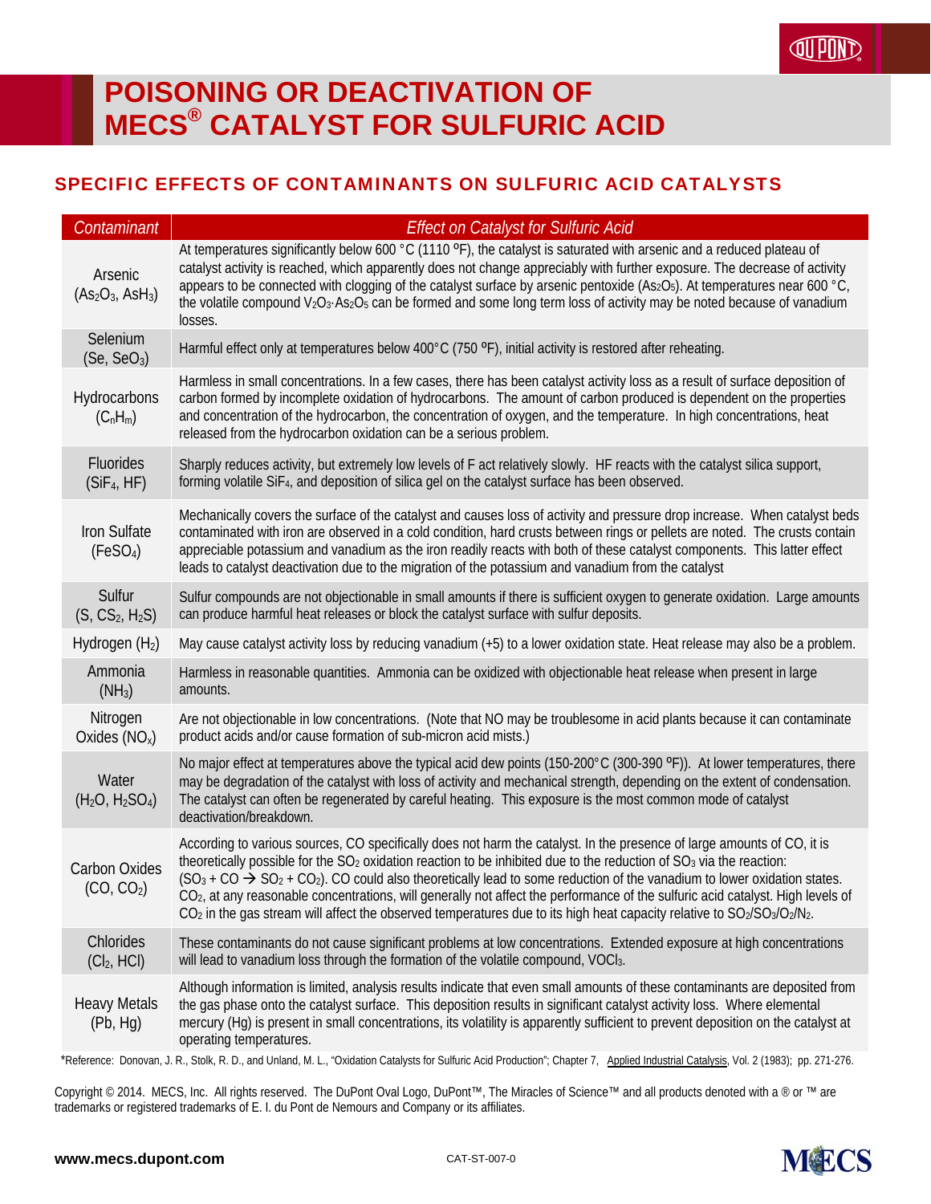# POISONING OR DEACTIVATION OF MECS® CATALYST FOR SULFURIC ACID

## SPECIFIC EFFECTS OF CONTAMINANTS ON SULFURIC ACID CATALYSTS

| *Contaminant* | *Effect on Catalyst for Sulfuric Acid* |
|---|---|
| Arsenic ($As_2O_3$, $AsH_3$) | At temperatures significantly below 600 °C (1110 ºF), the catalyst is saturated with arsenic and a reduced plateau of catalyst activity is reached, which apparently does not change appreciably with further exposure. The decrease of activity appears to be connected with clogging of the catalyst surface by arsenic pentoxide ($As_2O_5$). At temperatures near 600 °C, the volatile compound $V_2O_3 \cdot As_2O_5$ can be formed and some long term loss of activity may be noted because of vanadium losses. |
| Selenium (Se, $SeO_3$) | Harmful effect only at temperatures below 400°C (750 ºF), initial activity is restored after reheating. |
| Hydrocarbons ($C_nH_m$) | Harmless in small concentrations. In a few cases, there has been catalyst activity loss as a result of surface deposition of carbon formed by incomplete oxidation of hydrocarbons. The amount of carbon produced is dependent on the properties and concentration of the hydrocarbon, the concentration of oxygen, and the temperature. In high concentrations, heat released from the hydrocarbon oxidation can be a serious problem. |
| Fluorides ($SiF_4$, HF) | Sharply reduces activity, but extremely low levels of F act relatively slowly. HF reacts with the catalyst silica support, forming volatile $SiF_4$, and deposition of silica gel on the catalyst surface has been observed. |
| Iron Sulfate ($FeSO_4$) | Mechanically covers the surface of the catalyst and causes loss of activity and pressure drop increase. When catalyst beds contaminated with iron are observed in a cold condition, hard crusts between rings or pellets are noted. The crusts contain appreciable potassium and vanadium as the iron readily reacts with both of these catalyst components. This latter effect leads to catalyst deactivation due to the migration of the potassium and vanadium from the catalyst |
| Sulfur (S, $CS_2$, $H_2S$) | Sulfur compounds are not objectionable in small amounts if there is sufficient oxygen to generate oxidation. Large amounts can produce harmful heat releases or block the catalyst surface with sulfur deposits. |
| Hydrogen ($H_2$) | May cause catalyst activity loss by reducing vanadium (+5) to a lower oxidation state. Heat release may also be a problem. |
| Ammonia ($NH_3$) | Harmless in reasonable quantities. Ammonia can be oxidized with objectionable heat release when present in large amounts. |
| Nitrogen Oxides ($NO_x$) | Are not objectionable in low concentrations. (Note that NO may be troublesome in acid plants because it can contaminate product acids and/or cause formation of sub-micron acid mists.) |
| Water ($H_2O$, $H_2SO_4$) | No major effect at temperatures above the typical acid dew points (150-200°C (300-390 ºF)). At lower temperatures, there may be degradation of the catalyst with loss of activity and mechanical strength, depending on the extent of condensation. The catalyst can often be regenerated by careful heating. This exposure is the most common mode of catalyst deactivation/breakdown. |
| Carbon Oxides (CO, $CO_2$) | According to various sources, CO specifically does not harm the catalyst. In the presence of large amounts of CO, it is theoretically possible for the $SO_2$ oxidation reaction to be inhibited due to the reduction of $SO_3$ via the reaction: ($SO_3 + CO \rightarrow SO_2 + CO_2$). CO could also theoretically lead to some reduction of the vanadium to lower oxidation states. $CO_2$, at any reasonable concentrations, will generally not affect the performance of the sulfuric acid catalyst. High levels of $CO_2$ in the gas stream will affect the observed temperatures due to its high heat capacity relative to $SO_2/SO_3/O_2/N_2$. |
| Chlorides ($Cl_2$, HCl) | These contaminants do not cause significant problems at low concentrations. Extended exposure at high concentrations will lead to vanadium loss through the formation of the volatile compound, $VOCl_3$. |
| Heavy Metals (Pb, Hg) | Although information is limited, analysis results indicate that even small amounts of these contaminants are deposited from the gas phase onto the catalyst surface. This deposition results in significant catalyst activity loss. Where elemental mercury (Hg) is present in small concentrations, its volatility is apparently sufficient to prevent deposition on the catalyst at operating temperatures. |

*Reference: Donovan, J. R., Stolk, R. D., and Unland, M. L., "Oxidation Catalysts for Sulfuric Acid Production"; Chapter 7, Applied Industrial Catalysis, Vol. 2 (1983); pp. 271-276.

Copyright © 2014. MECS, Inc. All rights reserved. The DuPont Oval Logo, DuPont™, The Miracles of Science™ and all products denoted with a ® or ™ are trademarks or registered trademarks of E. I. du Pont de Nemours and Company or its affiliates.

**www.mecs.dupont.com** CAT-ST-007-0